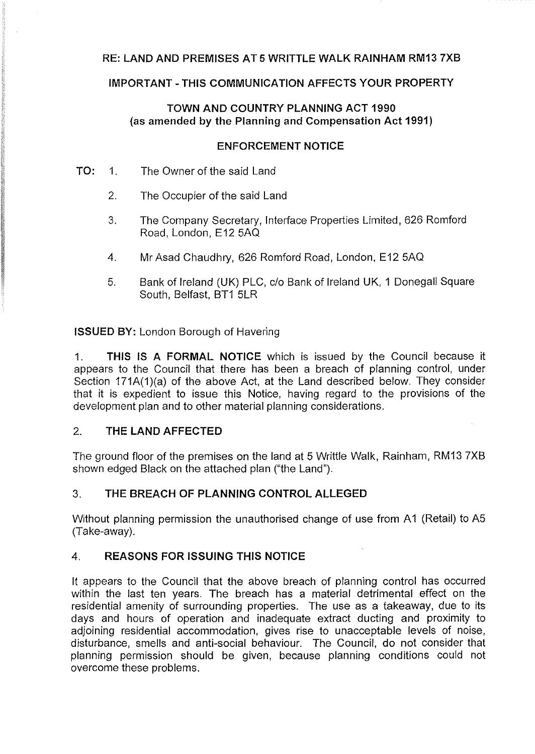**RE: LAND AND PREMISES AT 5 WRITTLE WALK RAINHAM RM13 7XB**

**IMPORTANT - THIS COMMUNICATION AFFECTS YOUR PROPERTY**

**TOWN AND COUNTRY PLANNING ACT 1990**
**(as amended by the Planning and Compensation Act 1991)**

**ENFORCEMENT NOTICE**

**TO:**

1. The Owner of the said Land
2. The Occupier of the said Land
3. The Company Secretary, Interface Properties Limited, 626 Romford Road, London, E12 5AQ
4. Mr Asad Chaudhry, 626 Romford Road, London, E12 5AQ
5. Bank of Ireland (UK) PLC, c/o Bank of Ireland UK, 1 Donegall Square South, Belfast, BT1 5LR

**ISSUED BY:** London Borough of Havering

1. **THIS IS A FORMAL NOTICE** which is issued by the Council because it appears to the Council that there has been a breach of planning control, under Section 171A(1)(a) of the above Act, at the Land described below. They consider that it is expedient to issue this Notice, having regard to the provisions of the development plan and to other material planning considerations.

## 2. THE LAND AFFECTED

The ground floor of the premises on the land at 5 Writtle Walk, Rainham, RM13 7XB shown edged Black on the attached plan ("the Land").

## 3. THE BREACH OF PLANNING CONTROL ALLEGED

Without planning permission the unauthorised change of use from A1 (Retail) to A5 (Take-away).

## 4. REASONS FOR ISSUING THIS NOTICE

It appears to the Council that the above breach of planning control has occurred within the last ten years. The breach has a material detrimental effect on the residential amenity of surrounding properties. The use as a takeaway, due to its days and hours of operation and inadequate extract ducting and proximity to adjoining residential accommodation, gives rise to unacceptable levels of noise, disturbance, smells and anti-social behaviour. The Council, do not consider that planning permission should be given, because planning conditions could not overcome these problems.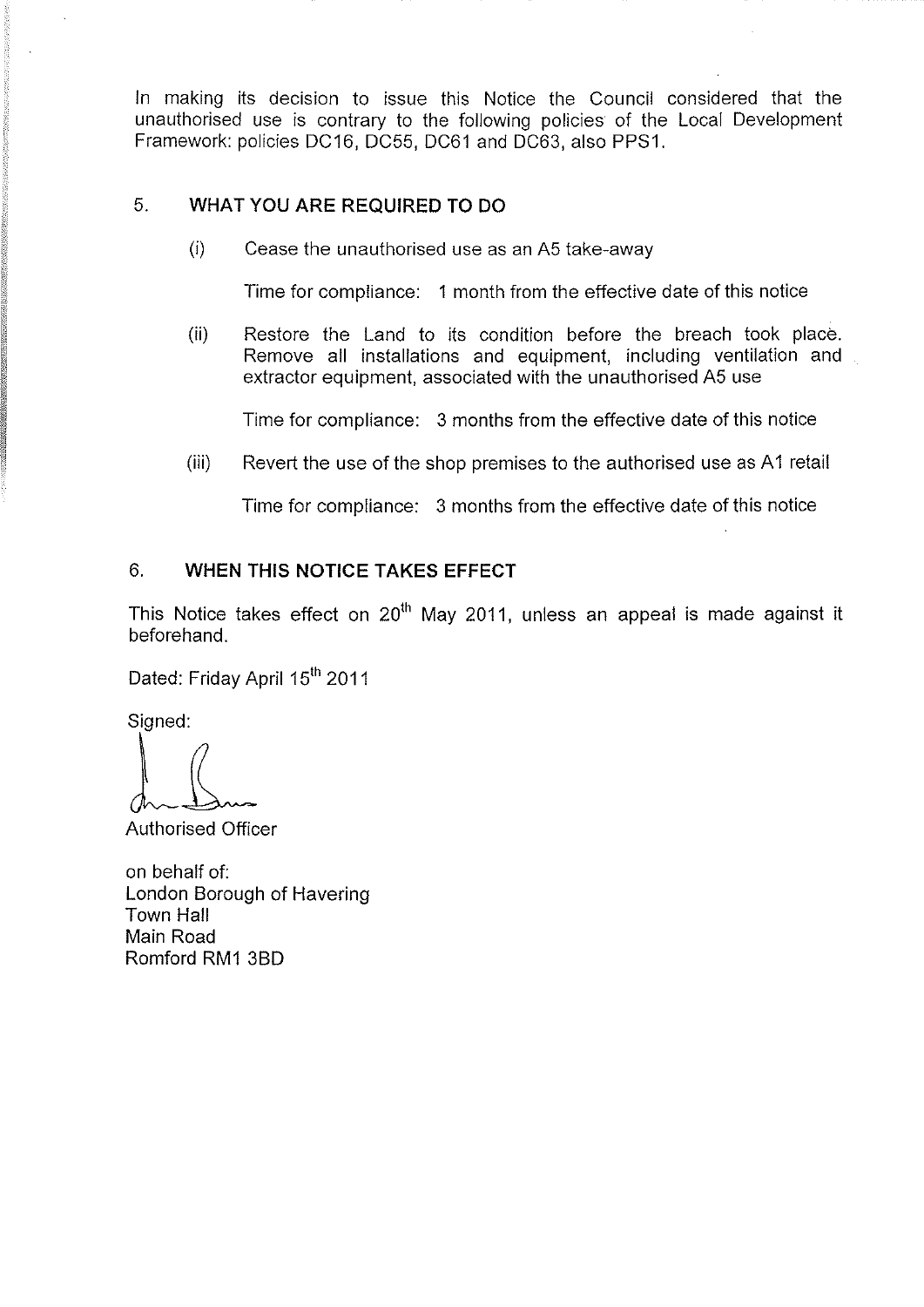In making its decision to issue this Notice the Council considered that the unauthorised use is contrary to the following policies of the Local Development Framework: policies DC16, DC55, DC61 and DC63, also PPS1.

## 5. WHAT YOU ARE REQUIRED TO DO

(i) Cease the unauthorised use as an A5 take-away

Time for compliance: 1 month from the effective date of this notice

(ii) Restore the Land to its condition before the breach took place. Remove all installations and equipment, including ventilation and extractor equipment, associated with the unauthorised A5 use

Time for compliance: 3 months from the effective date of this notice

(iii) Revert the use of the shop premises to the authorised use as A1 retail

Time for compliance: 3 months from the effective date of this notice

## 6. WHEN THIS NOTICE TAKES EFFECT

This Notice takes effect on 20th May 2011, unless an appeal is made against it beforehand.

Dated: Friday April 15th 2011

Signed:

Authorised Officer

on behalf of:
London Borough of Havering
Town Hall
Main Road
Romford RM1 3BD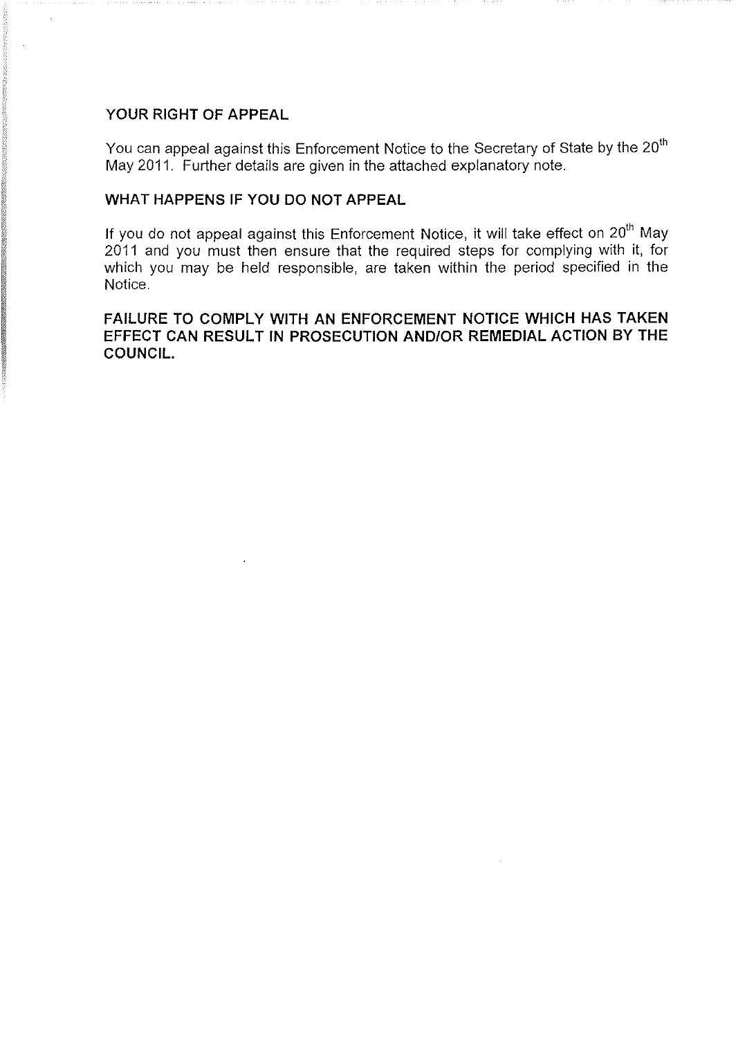## YOUR RIGHT OF APPEAL

You can appeal against this Enforcement Notice to the Secretary of State by the 20th May 2011. Further details are given in the attached explanatory note.

## WHAT HAPPENS IF YOU DO NOT APPEAL

If you do not appeal against this Enforcement Notice, it will take effect on 20th May 2011 and you must then ensure that the required steps for complying with it, for which you may be held responsible, are taken within the period specified in the Notice.

**FAILURE TO COMPLY WITH AN ENFORCEMENT NOTICE WHICH HAS TAKEN EFFECT CAN RESULT IN PROSECUTION AND/OR REMEDIAL ACTION BY THE COUNCIL.**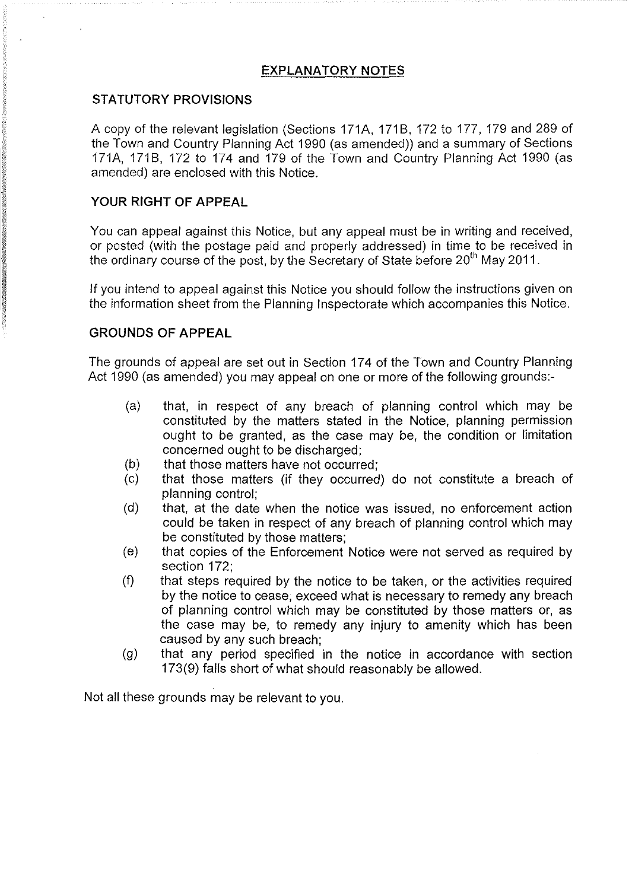## EXPLANATORY NOTES

### STATUTORY PROVISIONS

A copy of the relevant legislation (Sections 171A, 171B, 172 to 177, 179 and 289 of the Town and Country Planning Act 1990 (as amended)) and a summary of Sections 171A, 171B, 172 to 174 and 179 of the Town and Country Planning Act 1990 (as amended) are enclosed with this Notice.

### YOUR RIGHT OF APPEAL

You can appeal against this Notice, but any appeal must be in writing and received, or posted (with the postage paid and properly addressed) in time to be received in the ordinary course of the post, by the Secretary of State before 20th May 2011.

If you intend to appeal against this Notice you should follow the instructions given on the information sheet from the Planning Inspectorate which accompanies this Notice.

### GROUNDS OF APPEAL

The grounds of appeal are set out in Section 174 of the Town and Country Planning Act 1990 (as amended) you may appeal on one or more of the following grounds:-

- (a) that, in respect of any breach of planning control which may be constituted by the matters stated in the Notice, planning permission ought to be granted, as the case may be, the condition or limitation concerned ought to be discharged;
- (b) that those matters have not occurred;
- (c) that those matters (if they occurred) do not constitute a breach of planning control;
- (d) that, at the date when the notice was issued, no enforcement action could be taken in respect of any breach of planning control which may be constituted by those matters;
- (e) that copies of the Enforcement Notice were not served as required by section 172;
- (f) that steps required by the notice to be taken, or the activities required by the notice to cease, exceed what is necessary to remedy any breach of planning control which may be constituted by those matters or, as the case may be, to remedy any injury to amenity which has been caused by any such breach;
- (g) that any period specified in the notice in accordance with section 173(9) falls short of what should reasonably be allowed.

Not all these grounds may be relevant to you.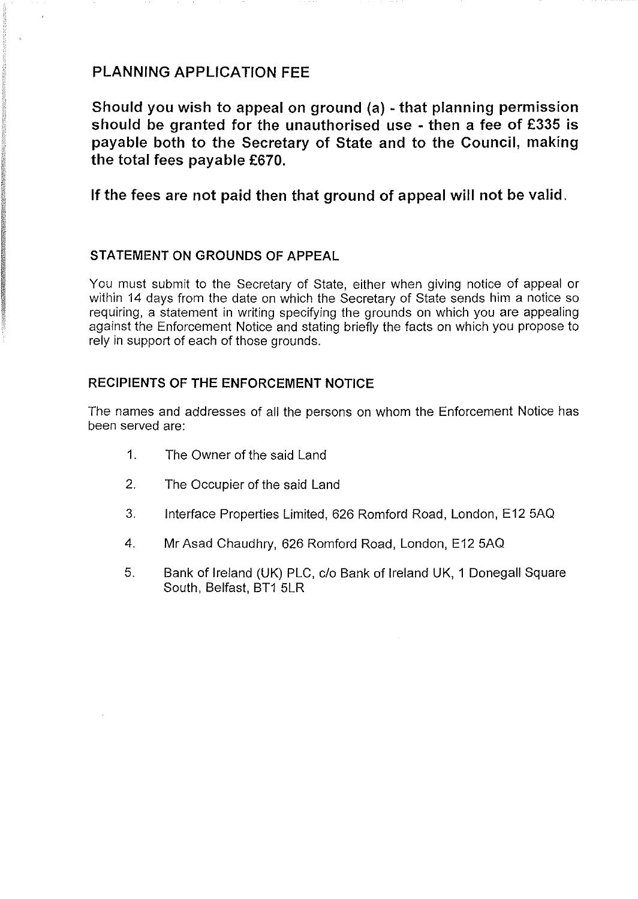## PLANNING APPLICATION FEE

**Should you wish to appeal on ground (a) - that planning permission should be granted for the unauthorised use - then a fee of £335 is payable both to the Secretary of State and to the Council, making the total fees payable £670.**

**If the fees are not paid then that ground of appeal will not be valid.**

### STATEMENT ON GROUNDS OF APPEAL

You must submit to the Secretary of State, either when giving notice of appeal or within 14 days from the date on which the Secretary of State sends him a notice so requiring, a statement in writing specifying the grounds on which you are appealing against the Enforcement Notice and stating briefly the facts on which you propose to rely in support of each of those grounds.

### RECIPIENTS OF THE ENFORCEMENT NOTICE

The names and addresses of all the persons on whom the Enforcement Notice has been served are:

1. The Owner of the said Land
2. The Occupier of the said Land
3. Interface Properties Limited, 626 Romford Road, London, E12 5AQ
4. Mr Asad Chaudhry, 626 Romford Road, London, E12 5AQ
5. Bank of Ireland (UK) PLC, c/o Bank of Ireland UK, 1 Donegall Square South, Belfast, BT1 5LR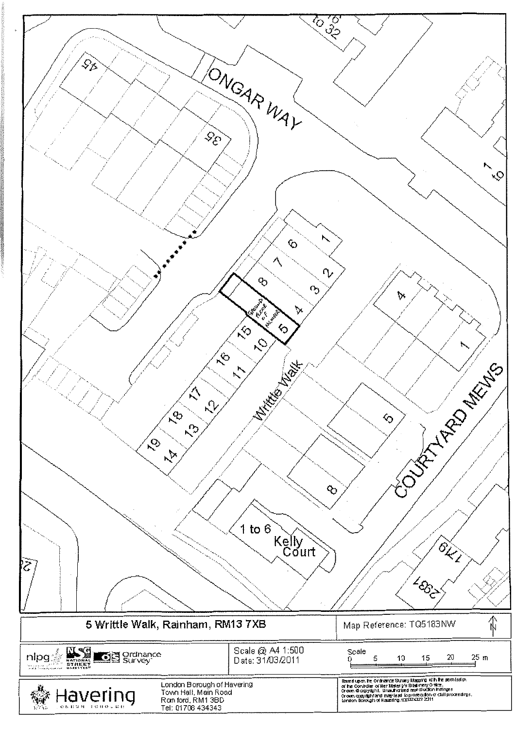5 Writtle Walk, Rainham, RM13 7XB

Map Reference: TQ5183NW

Scale @ A4 1:500

Date: 31/03/2011

Scale 0 5 10 15 20 25 m

London Borough of Havering
Town Hall, Main Road
Romford, RM1 3BD
Tel: 01708 434343

Based upon the Ordnance Survey Mapping with the permission of the Controller of Her Majesty's Stationery Office. Crown © copyright. Unauthorised reproduction infringes Crown copyright and may lead to prosecution or civil proceedings. London Borough of Havering 100024327 2011